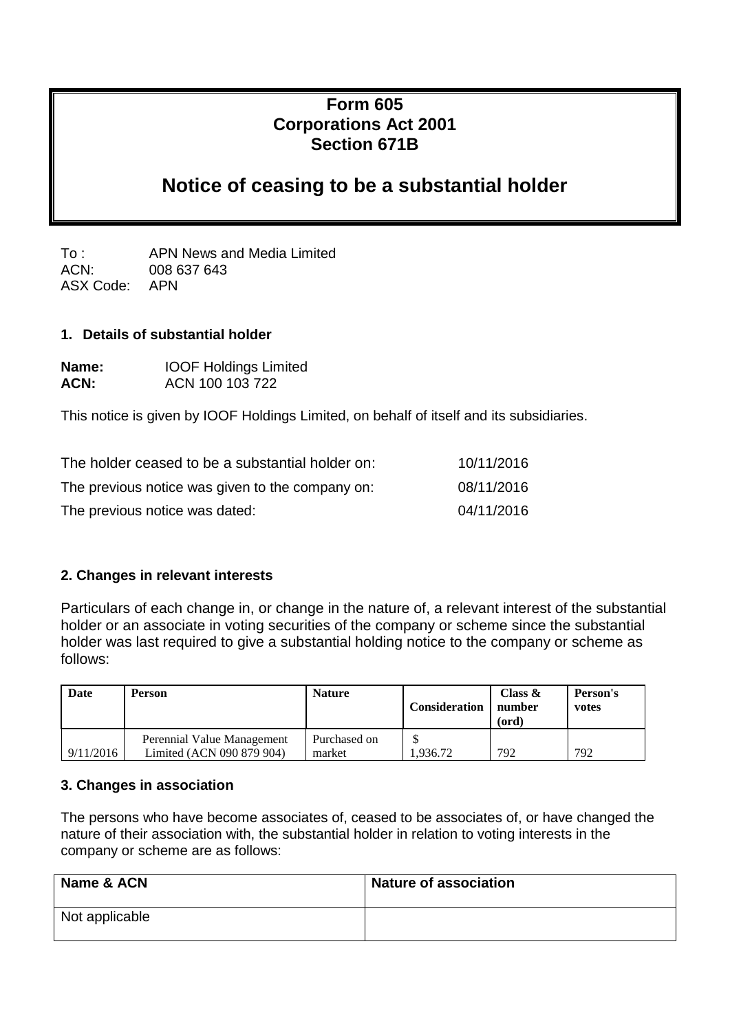# Form 605
## Corporations Act 2001
## Section 671B

# Notice of ceasing to be a substantial holder

To : APN News and Media Limited
ACN: 008 637 643
ASX Code: APN

### 1. Details of substantial holder

**Name:** IOOF Holdings Limited
**ACN:** ACN 100 103 722

This notice is given by IOOF Holdings Limited, on behalf of itself and its subsidiaries.

| | |
|---|---|
| The holder ceased to be a substantial holder on: | 10/11/2016 |
| The previous notice was given to the company on: | 08/11/2016 |
| The previous notice was dated: | 04/11/2016 |

### 2. Changes in relevant interests

Particulars of each change in, or change in the nature of, a relevant interest of the substantial holder or an associate in voting securities of the company or scheme since the substantial holder was last required to give a substantial holding notice to the company or scheme as follows:

| Date | Person | Nature | Consideration | Class & number (ord) | Person's votes |
|---|---|---|---|---|---|
| 9/11/2016 | Perennial Value Management Limited (ACN 090 879 904) | Purchased on market | $ 1,936.72 | 792 | 792 |

### 3. Changes in association

The persons who have become associates of, ceased to be associates of, or have changed the nature of their association with, the substantial holder in relation to voting interests in the company or scheme are as follows:

| Name & ACN | Nature of association |
|---|---|
| Not applicable | |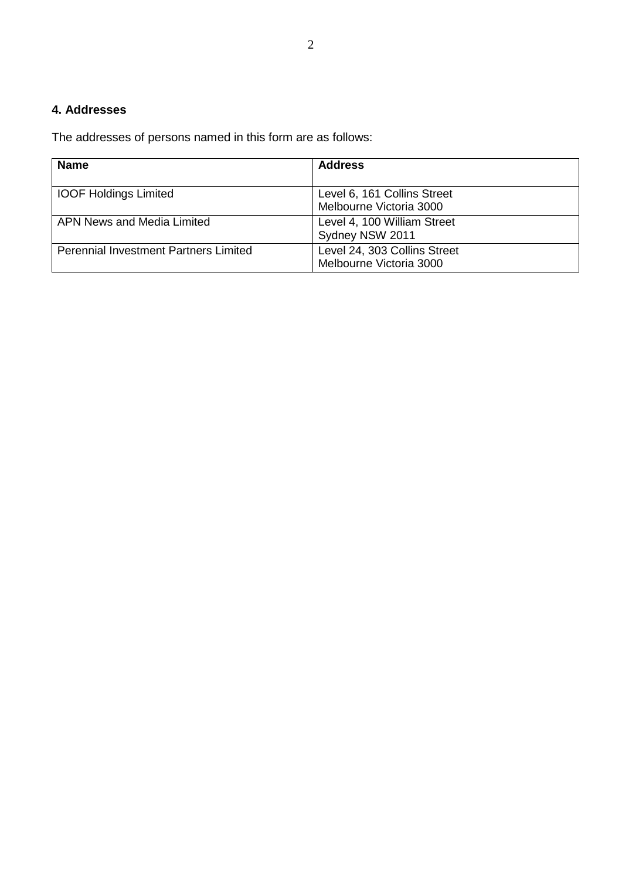#### 4. Addresses

The addresses of persons named in this form are as follows:

| Name | Address |
|---|---|
| IOOF Holdings Limited | Level 6, 161 Collins Street<br>Melbourne Victoria 3000 |
| APN News and Media Limited | Level 4, 100 William Street<br>Sydney NSW 2011 |
| Perennial Investment Partners Limited | Level 24, 303 Collins Street<br>Melbourne Victoria 3000 |